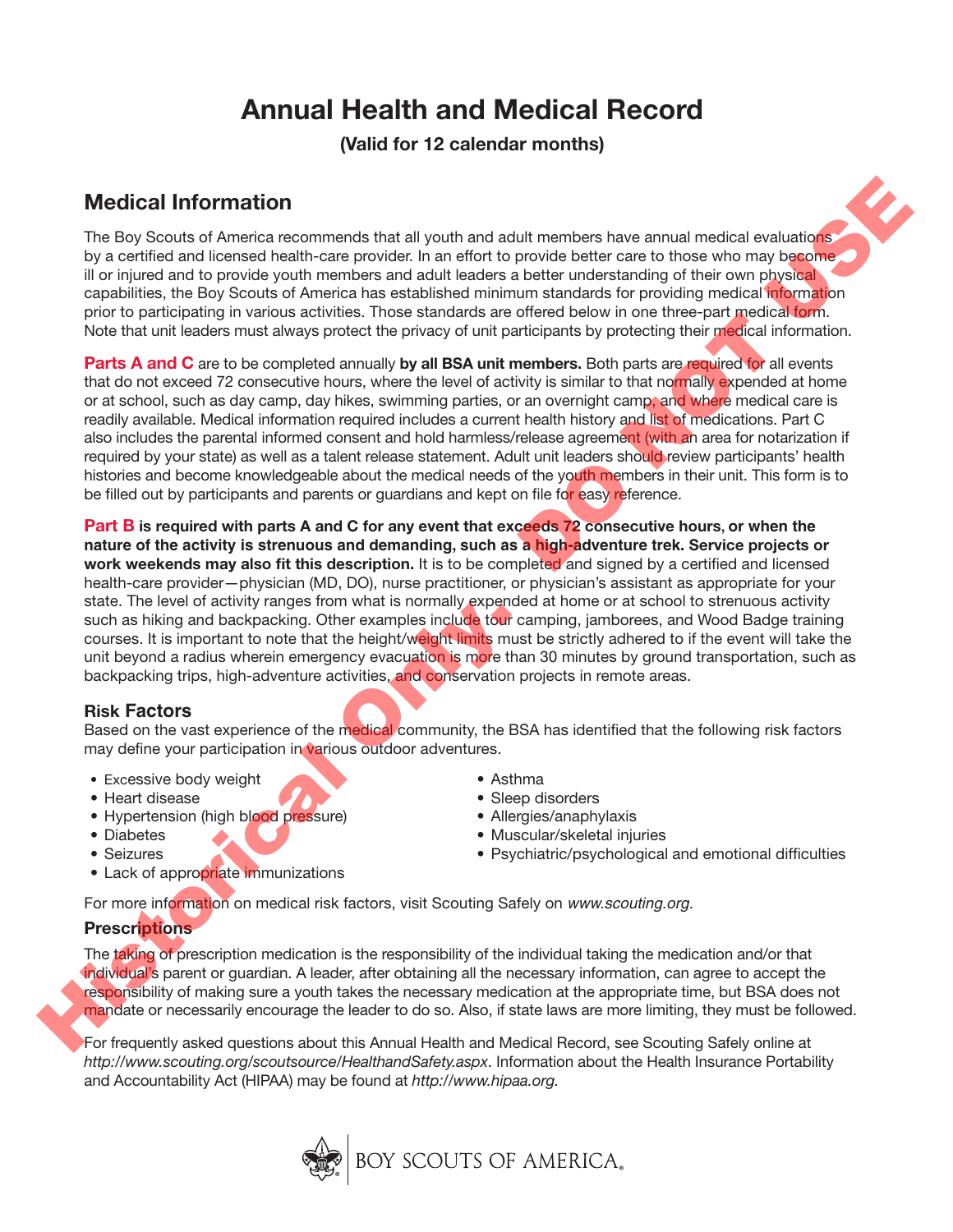# Annual Health and Medical Record

**(Valid for 12 calendar months)**

## Medical Information

The Boy Scouts of America recommends that all youth and adult members have annual medical evaluations by a certified and licensed health-care provider. In an effort to provide better care to those who may become ill or injured and to provide youth members and adult leaders a better understanding of their own physical capabilities, the Boy Scouts of America has established minimum standards for providing medical information prior to participating in various activities. Those standards are offered below in one three-part medical form. Note that unit leaders must always protect the privacy of unit participants by protecting their medical information.

**Parts A and C** are to be completed annually **by all BSA unit members.** Both parts are required for all events that do not exceed 72 consecutive hours, where the level of activity is similar to that normally expended at home or at school, such as day camp, day hikes, swimming parties, or an overnight camp, and where medical care is readily available. Medical information required includes a current health history and list of medications. Part C also includes the parental informed consent and hold harmless/release agreement (with an area for notarization if required by your state) as well as a talent release statement. Adult unit leaders should review participants' health histories and become knowledgeable about the medical needs of the youth members in their unit. This form is to be filled out by participants and parents or guardians and kept on file for easy reference.

**Part B is required with parts A and C for any event that exceeds 72 consecutive hours, or when the nature of the activity is strenuous and demanding, such as a high-adventure trek. Service projects or work weekends may also fit this description.** It is to be completed and signed by a certified and licensed health-care provider—physician (MD, DO), nurse practitioner, or physician's assistant as appropriate for your state. The level of activity ranges from what is normally expended at home or at school to strenuous activity such as hiking and backpacking. Other examples include tour camping, jamborees, and Wood Badge training courses. It is important to note that the height/weight limits must be strictly adhered to if the event will take the unit beyond a radius wherein emergency evacuation is more than 30 minutes by ground transportation, such as backpacking trips, high-adventure activities, and conservation projects in remote areas.

### Risk Factors

Based on the vast experience of the medical community, the BSA has identified that the following risk factors may define your participation in various outdoor adventures.

- Excessive body weight
- Heart disease
- Hypertension (high blood pressure)
- Diabetes
- Seizures
- Lack of appropriate immunizations
- Asthma
- Sleep disorders
- Allergies/anaphylaxis
- Muscular/skeletal injuries
- Psychiatric/psychological and emotional difficulties

For more information on medical risk factors, visit Scouting Safely on *www.scouting.org.*

### Prescriptions

The taking of prescription medication is the responsibility of the individual taking the medication and/or that individual's parent or guardian. A leader, after obtaining all the necessary information, can agree to accept the responsibility of making sure a youth takes the necessary medication at the appropriate time, but BSA does not mandate or necessarily encourage the leader to do so. Also, if state laws are more limiting, they must be followed.

For frequently asked questions about this Annual Health and Medical Record, see Scouting Safely online at *http://www.scouting.org/scoutsource/HealthandSafety.aspx*. Information about the Health Insurance Portability and Accountability Act (HIPAA) may be found at *http://www.hipaa.org.*

BOY SCOUTS OF AMERICA

Historical Only. DO NOT USE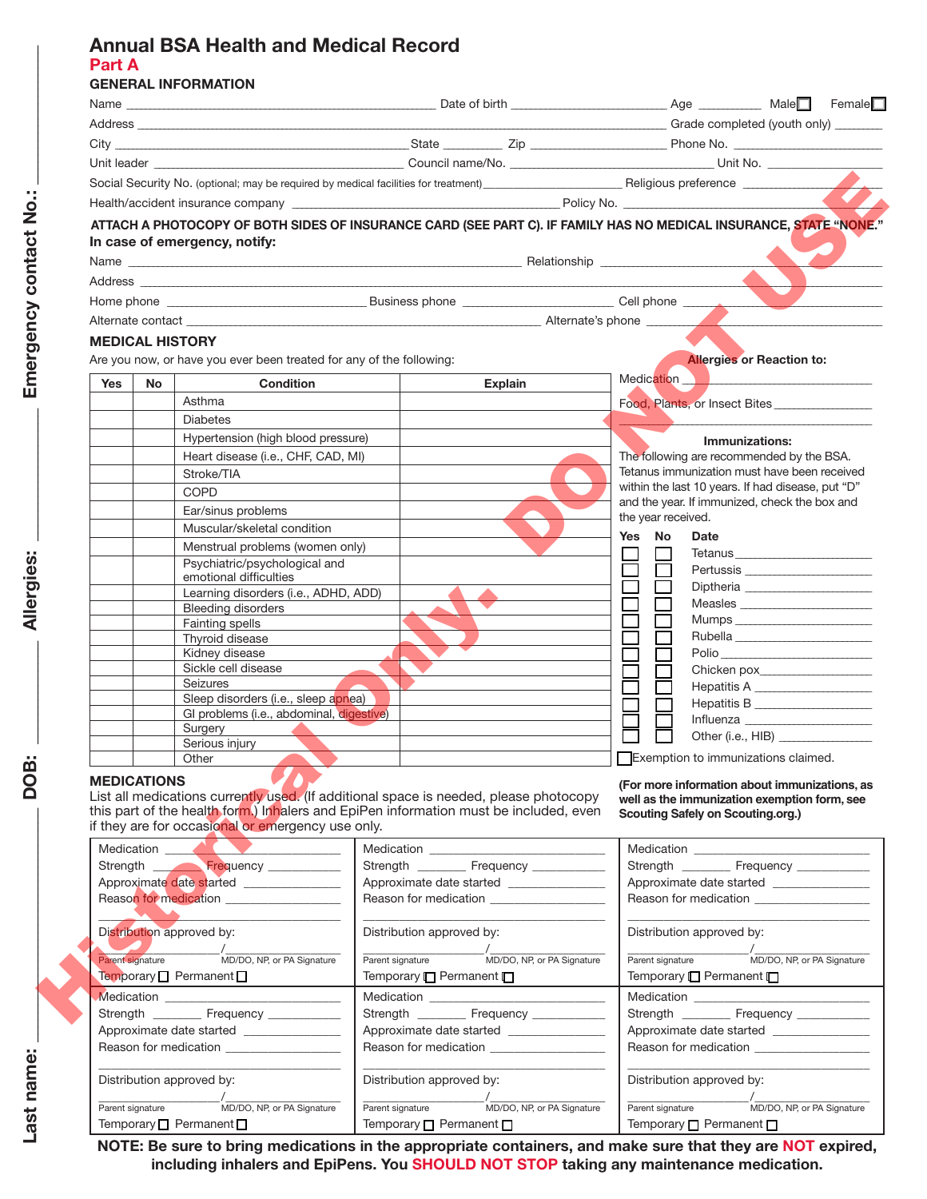# Annual BSA Health and Medical Record

## Part A

### GENERAL INFORMATION

Name ______________________ Date of birth ______________ Age ________ Male ☐ Female ☐

Address ______________________ Grade completed (youth only) ________

City ______________ State ________ Zip ______________ Phone No. ______________

Unit leader ______________ Council name/No. ______________ Unit No. ______________

Social Security No. (optional; may be required by medical facilities for treatment) ______________ Religious preference ______________

Health/accident insurance company ______________ Policy No. ______________

**ATTACH A PHOTOCOPY OF BOTH SIDES OF INSURANCE CARD (SEE PART C). IF FAMILY HAS NO MEDICAL INSURANCE, STATE "NONE."**

**In case of emergency, notify:**

Name ______________________ Relationship ______________

Address ______________________

Home phone ______________ Business phone ______________ Cell phone ______________

Alternate contact ______________ Alternate's phone ______________

### MEDICAL HISTORY

Are you now, or have you ever been treated for any of the following:

| Yes | No | Condition | Explain |
|---|---|---|---|
| | | Asthma | |
| | | Diabetes | |
| | | Hypertension (high blood pressure) | |
| | | Heart disease (i.e., CHF, CAD, MI) | |
| | | Stroke/TIA | |
| | | COPD | |
| | | Ear/sinus problems | |
| | | Muscular/skeletal condition | |
| | | Menstrual problems (women only) | |
| | | Psychiatric/psychological and emotional difficulties | |
| | | Learning disorders (i.e., ADHD, ADD) | |
| | | Bleeding disorders | |
| | | Fainting spells | |
| | | Thyroid disease | |
| | | Kidney disease | |
| | | Sickle cell disease | |
| | | Seizures | |
| | | Sleep disorders (i.e., sleep apnea) | |
| | | GI problems (i.e., abdominal, digestive) | |
| | | Surgery | |
| | | Serious injury | |
| | | Other | |

**Allergies or Reaction to:**

Medication ______________

Food, Plants, or Insect Bites ______________

**Immunizations:**

The following are recommended by the BSA. Tetanus immunization must have been received within the last 10 years. If had disease, put "D" and the year. If immunized, check the box and the year received.

| Yes | No | Date |
|---|---|---|
| ☐ | ☐ | Tetanus ______________ |
| ☐ | ☐ | Pertussis ______________ |
| ☐ | ☐ | Diptheria ______________ |
| ☐ | ☐ | Measles ______________ |
| ☐ | ☐ | Mumps ______________ |
| ☐ | ☐ | Rubella ______________ |
| ☐ | ☐ | Polio ______________ |
| ☐ | ☐ | Chicken pox ______________ |
| ☐ | ☐ | Hepatitis A ______________ |
| ☐ | ☐ | Hepatitis B ______________ |
| ☐ | ☐ | Influenza ______________ |
| ☐ | ☐ | Other (i.e., HIB) ______________ |

☐ Exemption to immunizations claimed.

**(For more information about immunizations, as well as the immunization exemption form, see Scouting Safely on Scouting.org.)**

### MEDICATIONS

List all medications currently used. (If additional space is needed, please photocopy this part of the health form.) Inhalers and EpiPen information must be included, even if they are for occasional or emergency use only.

| | | |
|---|---|---|
| Medication ______<br>Strength ______ Frequency ______<br>Approximate date started ______<br>Reason for medication ______<br>Distribution approved by:<br>______ / ______<br>Parent signature / MD/DO, NP, or PA Signature<br>Temporary ☐ Permanent ☐ | Medication ______<br>Strength ______ Frequency ______<br>Approximate date started ______<br>Reason for medication ______<br>Distribution approved by:<br>______ / ______<br>Parent signature / MD/DO, NP, or PA Signature<br>Temporary ☐ Permanent ☐ | Medication ______<br>Strength ______ Frequency ______<br>Approximate date started ______<br>Reason for medication ______<br>Distribution approved by:<br>______ / ______<br>Parent signature / MD/DO, NP, or PA Signature<br>Temporary ☐ Permanent ☐ |
| Medication ______<br>Strength ______ Frequency ______<br>Approximate date started ______<br>Reason for medication ______<br>Distribution approved by:<br>______ / ______<br>Parent signature / MD/DO, NP, or PA Signature<br>Temporary ☐ Permanent ☐ | Medication ______<br>Strength ______ Frequency ______<br>Approximate date started ______<br>Reason for medication ______<br>Distribution approved by:<br>______ / ______<br>Parent signature / MD/DO, NP, or PA Signature<br>Temporary ☐ Permanent ☐ | Medication ______<br>Strength ______ Frequency ______<br>Approximate date started ______<br>Reason for medication ______<br>Distribution approved by:<br>______ / ______<br>Parent signature / MD/DO, NP, or PA Signature<br>Temporary ☐ Permanent ☐ |

**NOTE: Be sure to bring medications in the appropriate containers, and make sure that they are NOT expired, including inhalers and EpiPens. You SHOULD NOT STOP taking any maintenance medication.**

Emergency contact No.: ______ Allergies: ______ DOB: ______ Last name: ______

Historical Only. DO NOT USE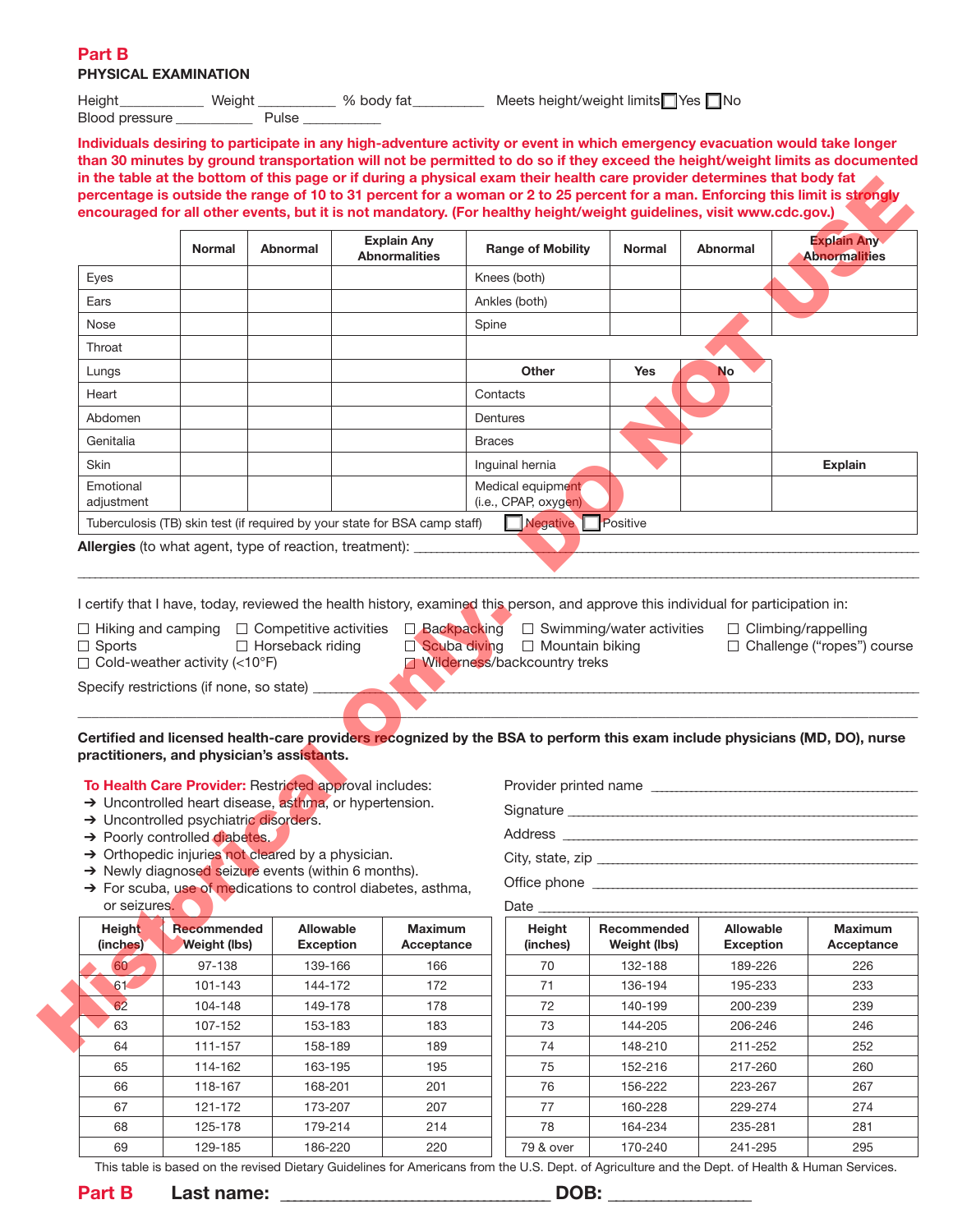## Part B

### PHYSICAL EXAMINATION

Height__________ Weight __________ % body fat_________ Meets height/weight limits ☐ Yes ☐ No

Blood pressure __________ Pulse __________

**Individuals desiring to participate in any high-adventure activity or event in which emergency evacuation would take longer than 30 minutes by ground transportation will not be permitted to do so if they exceed the height/weight limits as documented in the table at the bottom of this page or if during a physical exam their health care provider determines that body fat percentage is outside the range of 10 to 31 percent for a woman or 2 to 25 percent for a man. Enforcing this limit is strongly encouraged for all other events, but it is not mandatory. (For healthy height/weight guidelines, visit www.cdc.gov.)**

| | Normal | Abnormal | Explain Any Abnormalities | Range of Mobility | Normal | Abnormal | Explain Any Abnormalities |
|---|---|---|---|---|---|---|---|
| Eyes | | | | Knees (both) | | | |
| Ears | | | | Ankles (both) | | | |
| Nose | | | | Spine | | | |
| Throat | | | | | | | |
| Lungs | | | | **Other** | **Yes** | **No** | |
| Heart | | | | Contacts | | | |
| Abdomen | | | | Dentures | | | |
| Genitalia | | | | Braces | | | |
| Skin | | | | Inguinal hernia | | | **Explain** |
| Emotional adjustment | | | | Medical equipment (i.e., CPAP, oxygen) | | | |

Tuberculosis (TB) skin test (if required by your state for BSA camp staff) ☐ Negative ☐ Positive

**Allergies** (to what agent, type of reaction, treatment): ________________________________________________

I certify that I have, today, reviewed the health history, examined this person, and approve this individual for participation in:

- ☐ Hiking and camping
- ☐ Competitive activities
- ☐ Backpacking
- ☐ Swimming/water activities
- ☐ Climbing/rappelling
- ☐ Sports
- ☐ Horseback riding
- ☐ Scuba diving
- ☐ Mountain biking
- ☐ Challenge ("ropes") course
- ☐ Cold-weather activity (<10°F)
- ☐ Wilderness/backcountry treks

Specify restrictions (if none, so state) ________________________________________________

**Certified and licensed health-care providers recognized by the BSA to perform this exam include physicians (MD, DO), nurse practitioners, and physician's assistants.**

**To Health Care Provider:** Restricted approval includes:

- ➔ Uncontrolled heart disease, asthma, or hypertension.
- ➔ Uncontrolled psychiatric disorders.
- ➔ Poorly controlled diabetes.
- ➔ Orthopedic injuries not cleared by a physician.
- ➔ Newly diagnosed seizure events (within 6 months).
- ➔ For scuba, use of medications to control diabetes, asthma, or seizures.

Provider printed name ______________________________

Signature ______________________________

Address ______________________________

City, state, zip ______________________________

Office phone ______________________________

Date ______________________________

| Height (inches) | Recommended Weight (lbs) | Allowable Exception | Maximum Acceptance |
|---|---|---|---|
| 60 | 97-138 | 139-166 | 166 |
| 61 | 101-143 | 144-172 | 172 |
| 62 | 104-148 | 149-178 | 178 |
| 63 | 107-152 | 153-183 | 183 |
| 64 | 111-157 | 158-189 | 189 |
| 65 | 114-162 | 163-195 | 195 |
| 66 | 118-167 | 168-201 | 201 |
| 67 | 121-172 | 173-207 | 207 |
| 68 | 125-178 | 179-214 | 214 |
| 69 | 129-185 | 186-220 | 220 |
| 70 | 132-188 | 189-226 | 226 |
| 71 | 136-194 | 195-233 | 233 |
| 72 | 140-199 | 200-239 | 239 |
| 73 | 144-205 | 206-246 | 246 |
| 74 | 148-210 | 211-252 | 252 |
| 75 | 152-216 | 217-260 | 260 |
| 76 | 156-222 | 223-267 | 267 |
| 77 | 160-228 | 229-274 | 274 |
| 78 | 164-234 | 235-281 | 281 |
| 79 & over | 170-240 | 241-295 | 295 |

This table is based on the revised Dietary Guidelines for Americans from the U.S. Dept. of Agriculture and the Dept. of Health & Human Services.

**Part B** **Last name:** ______________________ **DOB:** __________

Historical Only. DO NOT USE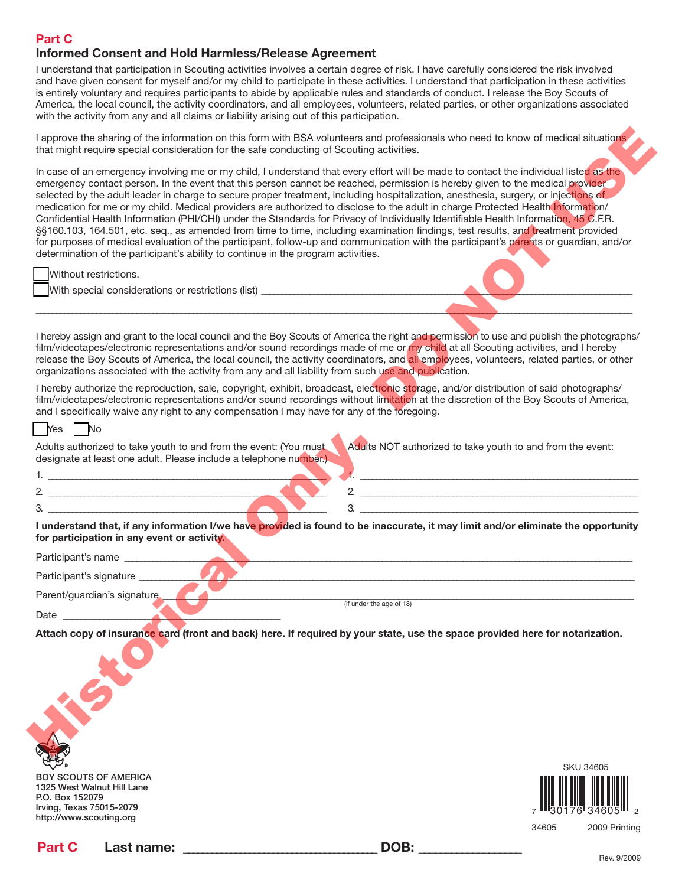## Part C

### Informed Consent and Hold Harmless/Release Agreement

I understand that participation in Scouting activities involves a certain degree of risk. I have carefully considered the risk involved and have given consent for myself and/or my child to participate in these activities. I understand that participation in these activities is entirely voluntary and requires participants to abide by applicable rules and standards of conduct. I release the Boy Scouts of America, the local council, the activity coordinators, and all employees, volunteers, related parties, or other organizations associated with the activity from any and all claims or liability arising out of this participation.

I approve the sharing of the information on this form with BSA volunteers and professionals who need to know of medical situations that might require special consideration for the safe conducting of Scouting activities.

In case of an emergency involving me or my child, I understand that every effort will be made to contact the individual listed as the emergency contact person. In the event that this person cannot be reached, permission is hereby given to the medical provider selected by the adult leader in charge to secure proper treatment, including hospitalization, anesthesia, surgery, or injections of medication for me or my child. Medical providers are authorized to disclose to the adult in charge Protected Health Information/ Confidential Health Information (PHI/CHI) under the Standards for Privacy of Individually Identifiable Health Information, 45 C.F.R. §§160.103, 164.501, etc. seq., as amended from time to time, including examination findings, test results, and treatment provided for purposes of medical evaluation of the participant, follow-up and communication with the participant's parents or guardian, and/or determination of the participant's ability to continue in the program activities.

☐ Without restrictions.

☐ With special considerations or restrictions (list) ______________________________________________

________________________________________________________________________________

I hereby assign and grant to the local council and the Boy Scouts of America the right and permission to use and publish the photographs/ film/videotapes/electronic representations and/or sound recordings made of me or my child at all Scouting activities, and I hereby release the Boy Scouts of America, the local council, the activity coordinators, and all employees, volunteers, related parties, or other organizations associated with the activity from any and all liability from such use and publication.

I hereby authorize the reproduction, sale, copyright, exhibit, broadcast, electronic storage, and/or distribution of said photographs/ film/videotapes/electronic representations and/or sound recordings without limitation at the discretion of the Boy Scouts of America, and I specifically waive any right to any compensation I may have for any of the foregoing.

☐ Yes ☐ No

Adults authorized to take youth to and from the event: (You must designate at least one adult. Please include a telephone number.)

1. ______________________________
2. ______________________________
3. ______________________________

Adults NOT authorized to take youth to and from the event:

1. ______________________________
2. ______________________________
3. ______________________________

**I understand that, if any information I/we have provided is found to be inaccurate, it may limit and/or eliminate the opportunity for participation in any event or activity.**

Participant's name ______________________________________________

Participant's signature ______________________________________________

Parent/guardian's signature ______________________________________________
(if under the age of 18)

Date ______________________________

**Attach copy of insurance card (front and back) here. If required by your state, use the space provided here for notarization.**

BOY SCOUTS OF AMERICA
1325 West Walnut Hill Lane
P.O. Box 152079
Irving, Texas 75015-2079
http://www.scouting.org

SKU 34605

7 30176 34605 2

34605 2009 Printing

**Part C Last name:** ______________________ **DOB:** ____________

Rev. 9/2009

Historical Only: DO NOT USE